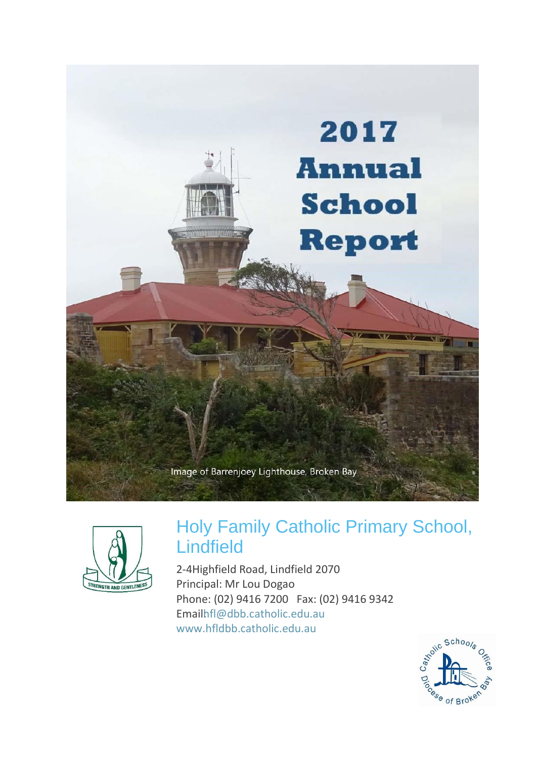# 2017 Annual School Report

Image of Barrenjoey Lighthouse, Broken Bay

STRENGTH AND GENTLENESS

## Holy Family Catholic Primary School, Lindfield

2-4Highfield Road, Lindfield 2070
Principal: Mr Lou Dogao
Phone: (02) 9416 7200   Fax: (02) 9416 9342
Emailhfl@dbb.catholic.edu.au
www.hfldbb.catholic.edu.au

Catholic Schools Office Diocese of Broken Bay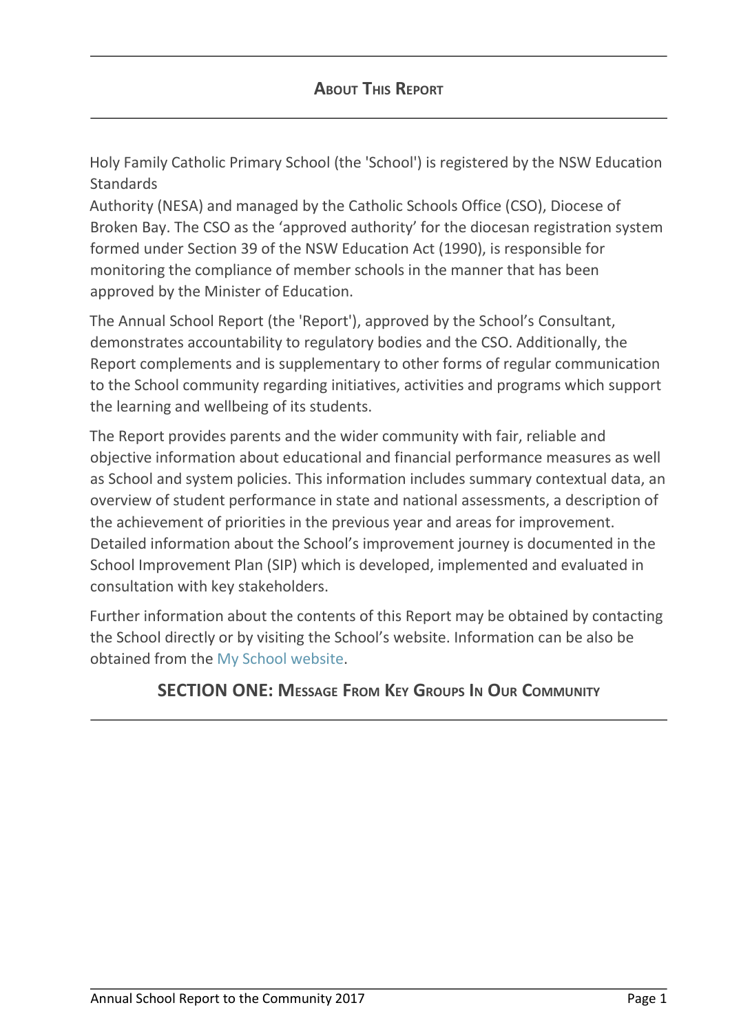## About This Report

Holy Family Catholic Primary School (the 'School') is registered by the NSW Education Standards Authority (NESA) and managed by the Catholic Schools Office (CSO), Diocese of Broken Bay. The CSO as the 'approved authority' for the diocesan registration system formed under Section 39 of the NSW Education Act (1990), is responsible for monitoring the compliance of member schools in the manner that has been approved by the Minister of Education.

The Annual School Report (the 'Report'), approved by the School's Consultant, demonstrates accountability to regulatory bodies and the CSO. Additionally, the Report complements and is supplementary to other forms of regular communication to the School community regarding initiatives, activities and programs which support the learning and wellbeing of its students.

The Report provides parents and the wider community with fair, reliable and objective information about educational and financial performance measures as well as School and system policies. This information includes summary contextual data, an overview of student performance in state and national assessments, a description of the achievement of priorities in the previous year and areas for improvement. Detailed information about the School's improvement journey is documented in the School Improvement Plan (SIP) which is developed, implemented and evaluated in consultation with key stakeholders.

Further information about the contents of this Report may be obtained by contacting the School directly or by visiting the School's website. Information can be also be obtained from the My School website.

## SECTION ONE: Message From Key Groups In Our Community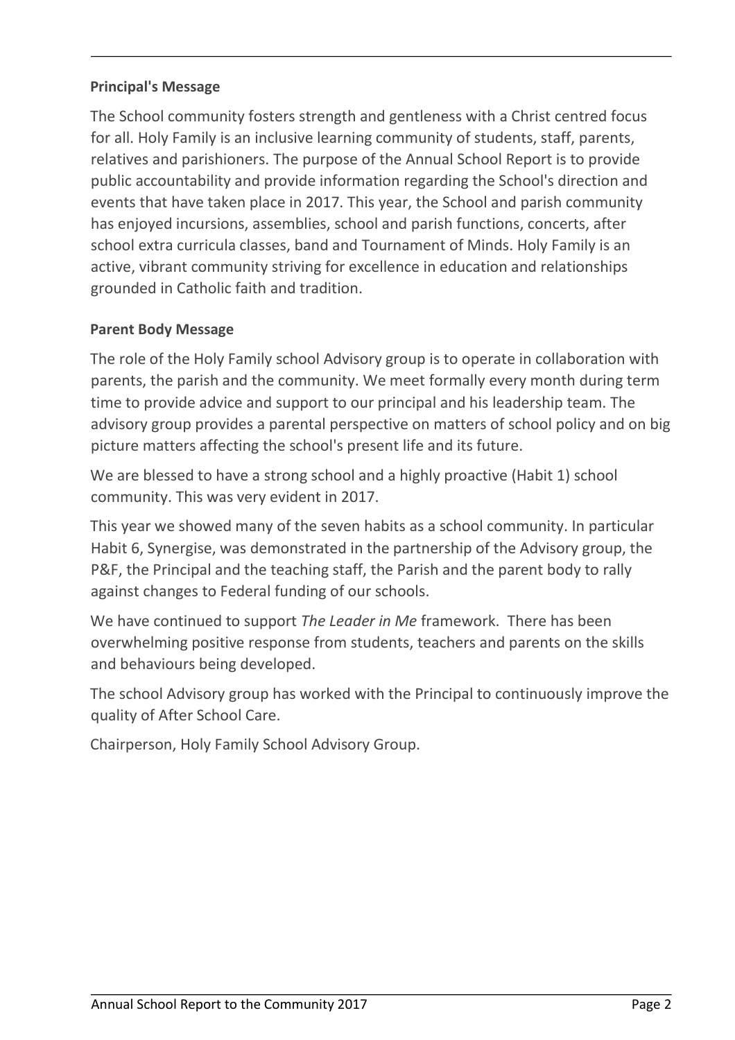**Principal's Message**

The School community fosters strength and gentleness with a Christ centred focus for all. Holy Family is an inclusive learning community of students, staff, parents, relatives and parishioners. The purpose of the Annual School Report is to provide public accountability and provide information regarding the School's direction and events that have taken place in 2017. This year, the School and parish community has enjoyed incursions, assemblies, school and parish functions, concerts, after school extra curricula classes, band and Tournament of Minds. Holy Family is an active, vibrant community striving for excellence in education and relationships grounded in Catholic faith and tradition.

**Parent Body Message**

The role of the Holy Family school Advisory group is to operate in collaboration with parents, the parish and the community. We meet formally every month during term time to provide advice and support to our principal and his leadership team. The advisory group provides a parental perspective on matters of school policy and on big picture matters affecting the school's present life and its future.

We are blessed to have a strong school and a highly proactive (Habit 1) school community. This was very evident in 2017.

This year we showed many of the seven habits as a school community. In particular Habit 6, Synergise, was demonstrated in the partnership of the Advisory group, the P&F, the Principal and the teaching staff, the Parish and the parent body to rally against changes to Federal funding of our schools.

We have continued to support *The Leader in Me* framework. There has been overwhelming positive response from students, teachers and parents on the skills and behaviours being developed.

The school Advisory group has worked with the Principal to continuously improve the quality of After School Care.

Chairperson, Holy Family School Advisory Group.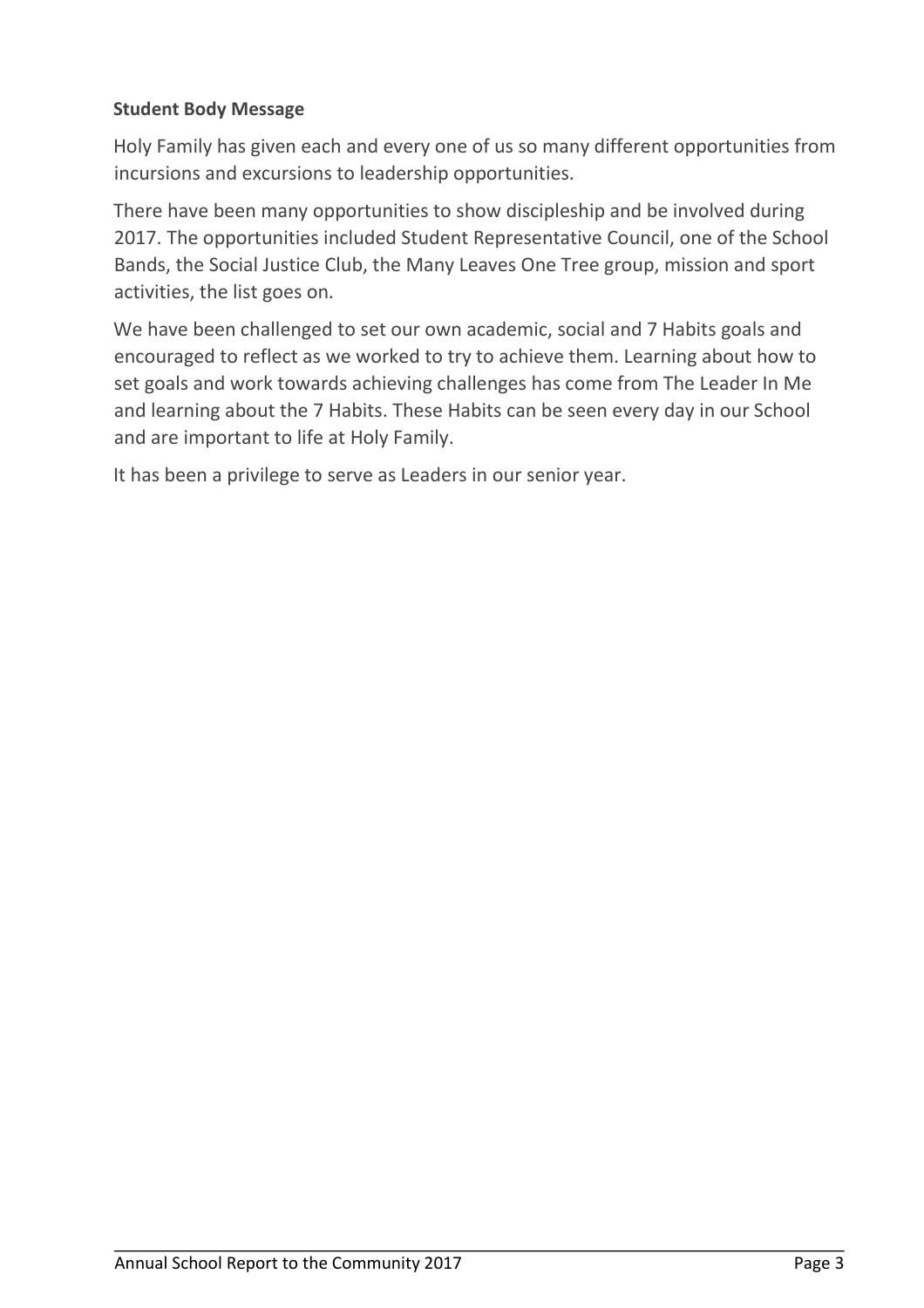**Student Body Message**

Holy Family has given each and every one of us so many different opportunities from incursions and excursions to leadership opportunities.

There have been many opportunities to show discipleship and be involved during 2017. The opportunities included Student Representative Council, one of the School Bands, the Social Justice Club, the Many Leaves One Tree group, mission and sport activities, the list goes on.

We have been challenged to set our own academic, social and 7 Habits goals and encouraged to reflect as we worked to try to achieve them. Learning about how to set goals and work towards achieving challenges has come from The Leader In Me and learning about the 7 Habits. These Habits can be seen every day in our School and are important to life at Holy Family.

It has been a privilege to serve as Leaders in our senior year.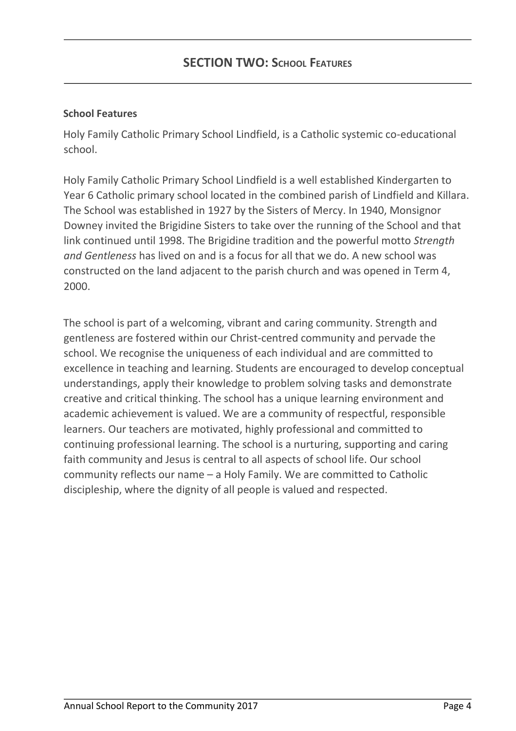## SECTION TWO: SCHOOL FEATURES

**School Features**

Holy Family Catholic Primary School Lindfield, is a Catholic systemic co-educational school.

Holy Family Catholic Primary School Lindfield is a well established Kindergarten to Year 6 Catholic primary school located in the combined parish of Lindfield and Killara. The School was established in 1927 by the Sisters of Mercy. In 1940, Monsignor Downey invited the Brigidine Sisters to take over the running of the School and that link continued until 1998. The Brigidine tradition and the powerful motto *Strength and Gentleness* has lived on and is a focus for all that we do. A new school was constructed on the land adjacent to the parish church and was opened in Term 4, 2000.

The school is part of a welcoming, vibrant and caring community. Strength and gentleness are fostered within our Christ-centred community and pervade the school. We recognise the uniqueness of each individual and are committed to excellence in teaching and learning. Students are encouraged to develop conceptual understandings, apply their knowledge to problem solving tasks and demonstrate creative and critical thinking. The school has a unique learning environment and academic achievement is valued. We are a community of respectful, responsible learners. Our teachers are motivated, highly professional and committed to continuing professional learning. The school is a nurturing, supporting and caring faith community and Jesus is central to all aspects of school life. Our school community reflects our name – a Holy Family. We are committed to Catholic discipleship, where the dignity of all people is valued and respected.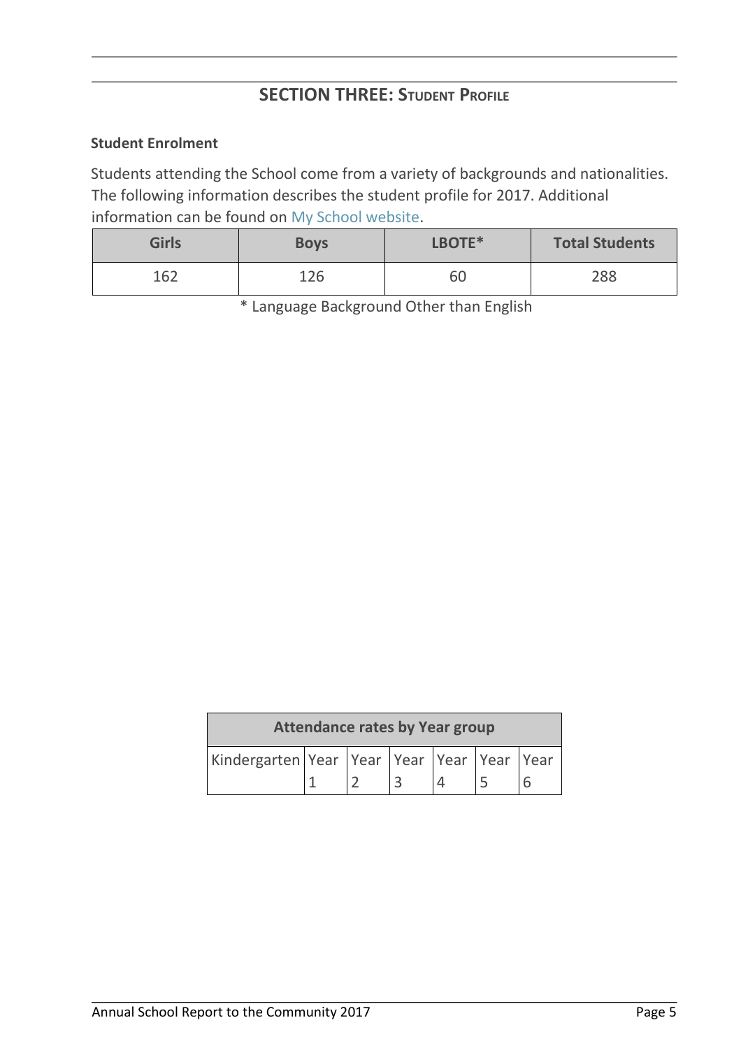## SECTION THREE: STUDENT PROFILE

### Student Enrolment

Students attending the School come from a variety of backgrounds and nationalities. The following information describes the student profile for 2017. Additional information can be found on My School website.

| Girls | Boys | LBOTE* | Total Students |
|---|---|---|---|
| 162 | 126 | 60 | 288 |

* Language Background Other than English

| Attendance rates by Year group | | | | | | |
|---|---|---|---|---|---|---|
| Kindergarten | Year 1 | Year 2 | Year 3 | Year 4 | Year 5 | Year 6 |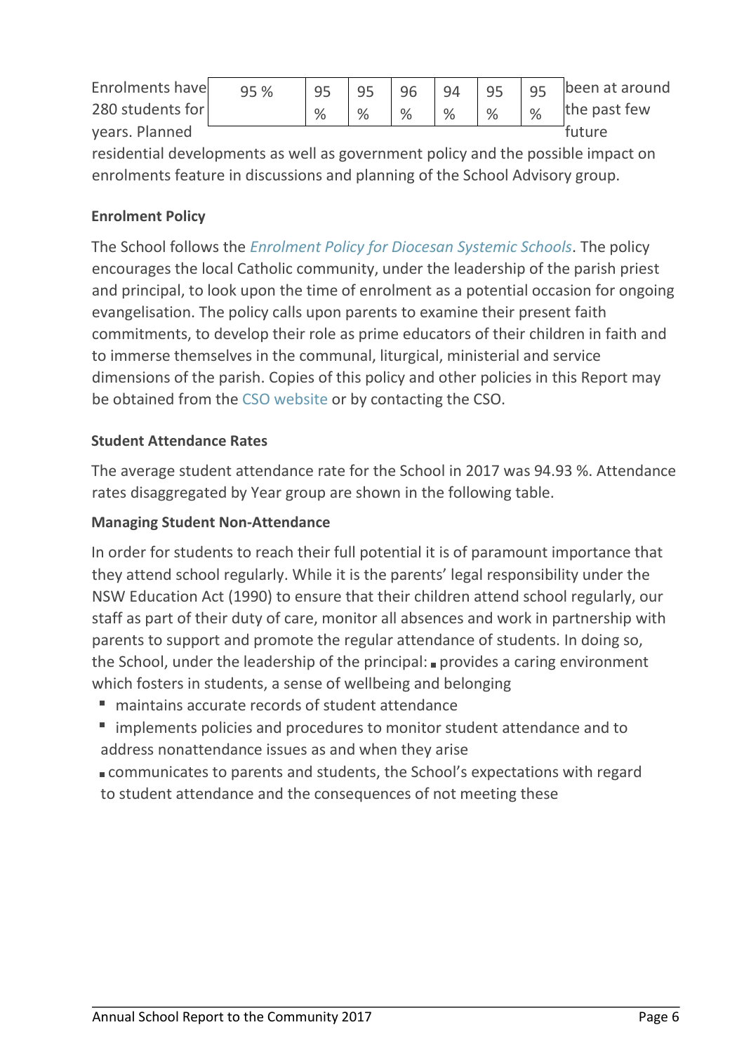Enrolments have been at around 280 students for the past few years. Planned future residential developments as well as government policy and the possible impact on enrolments feature in discussions and planning of the School Advisory group.

| 95 % | 95 % | 95 % | 96 % | 94 % | 95 % | 95 % |
|---|---|---|---|---|---|---|

**Enrolment Policy**

The School follows the *Enrolment Policy for Diocesan Systemic Schools*. The policy encourages the local Catholic community, under the leadership of the parish priest and principal, to look upon the time of enrolment as a potential occasion for ongoing evangelisation. The policy calls upon parents to examine their present faith commitments, to develop their role as prime educators of their children in faith and to immerse themselves in the communal, liturgical, ministerial and service dimensions of the parish. Copies of this policy and other policies in this Report may be obtained from the CSO website or by contacting the CSO.

**Student Attendance Rates**

The average student attendance rate for the School in 2017 was 94.93 %. Attendance rates disaggregated by Year group are shown in the following table.

**Managing Student Non-Attendance**

In order for students to reach their full potential it is of paramount importance that they attend school regularly. While it is the parents' legal responsibility under the NSW Education Act (1990) to ensure that their children attend school regularly, our staff as part of their duty of care, monitor all absences and work in partnership with parents to support and promote the regular attendance of students. In doing so, the School, under the leadership of the principal:

- provides a caring environment which fosters in students, a sense of wellbeing and belonging
- maintains accurate records of student attendance
- implements policies and procedures to monitor student attendance and to address nonattendance issues as and when they arise
- communicates to parents and students, the School's expectations with regard to student attendance and the consequences of not meeting these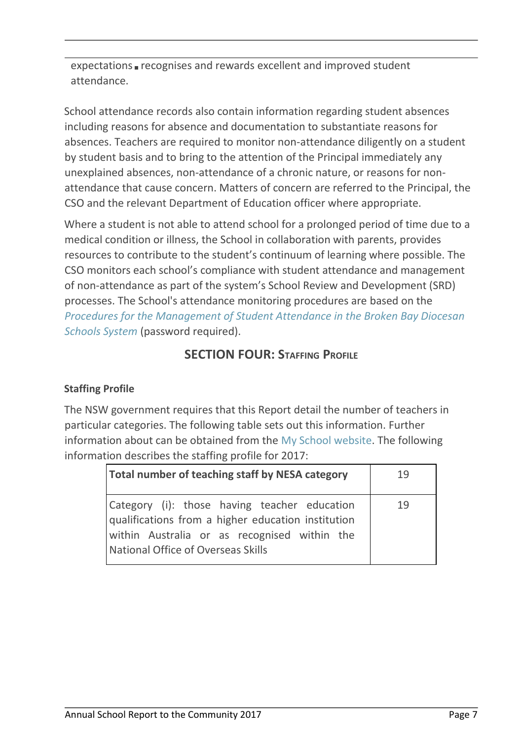expectations ▪ recognises and rewards excellent and improved student attendance.

School attendance records also contain information regarding student absences including reasons for absence and documentation to substantiate reasons for absences. Teachers are required to monitor non-attendance diligently on a student by student basis and to bring to the attention of the Principal immediately any unexplained absences, non-attendance of a chronic nature, or reasons for non-attendance that cause concern. Matters of concern are referred to the Principal, the CSO and the relevant Department of Education officer where appropriate.

Where a student is not able to attend school for a prolonged period of time due to a medical condition or illness, the School in collaboration with parents, provides resources to contribute to the student's continuum of learning where possible. The CSO monitors each school's compliance with student attendance and management of non-attendance as part of the system's School Review and Development (SRD) processes. The School's attendance monitoring procedures are based on the *Procedures for the Management of Student Attendance in the Broken Bay Diocesan Schools System* (password required).

## SECTION FOUR: STAFFING PROFILE

**Staffing Profile**

The NSW government requires that this Report detail the number of teachers in particular categories. The following table sets out this information. Further information about can be obtained from the My School website. The following information describes the staffing profile for 2017:

| **Total number of teaching staff by NESA category** | 19 |
|---|---|
| Category (i): those having teacher education qualifications from a higher education institution within Australia or as recognised within the National Office of Overseas Skills | 19 |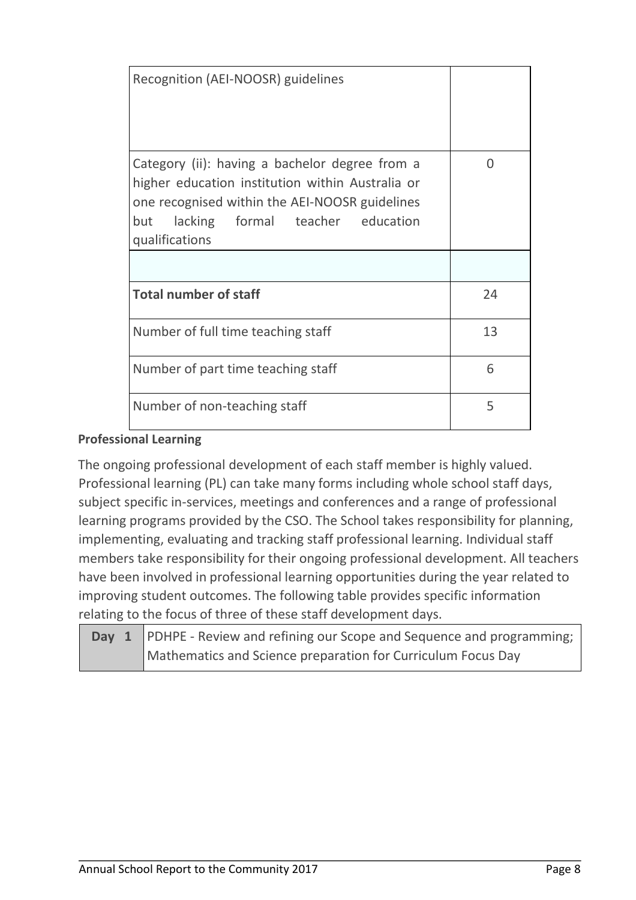| | |
|---|---|
| Recognition (AEI-NOOSR) guidelines | |
| Category (ii): having a bachelor degree from a higher education institution within Australia or one recognised within the AEI-NOOSR guidelines but lacking formal teacher education qualifications | 0 |
| | |
| **Total number of staff** | 24 |
| Number of full time teaching staff | 13 |
| Number of part time teaching staff | 6 |
| Number of non-teaching staff | 5 |

**Professional Learning**

The ongoing professional development of each staff member is highly valued. Professional learning (PL) can take many forms including whole school staff days, subject specific in-services, meetings and conferences and a range of professional learning programs provided by the CSO. The School takes responsibility for planning, implementing, evaluating and tracking staff professional learning. Individual staff members take responsibility for their ongoing professional development. All teachers have been involved in professional learning opportunities during the year related to improving student outcomes. The following table provides specific information relating to the focus of three of these staff development days.

| | |
|---|---|
| **Day 1** | PDHPE - Review and refining our Scope and Sequence and programming; Mathematics and Science preparation for Curriculum Focus Day |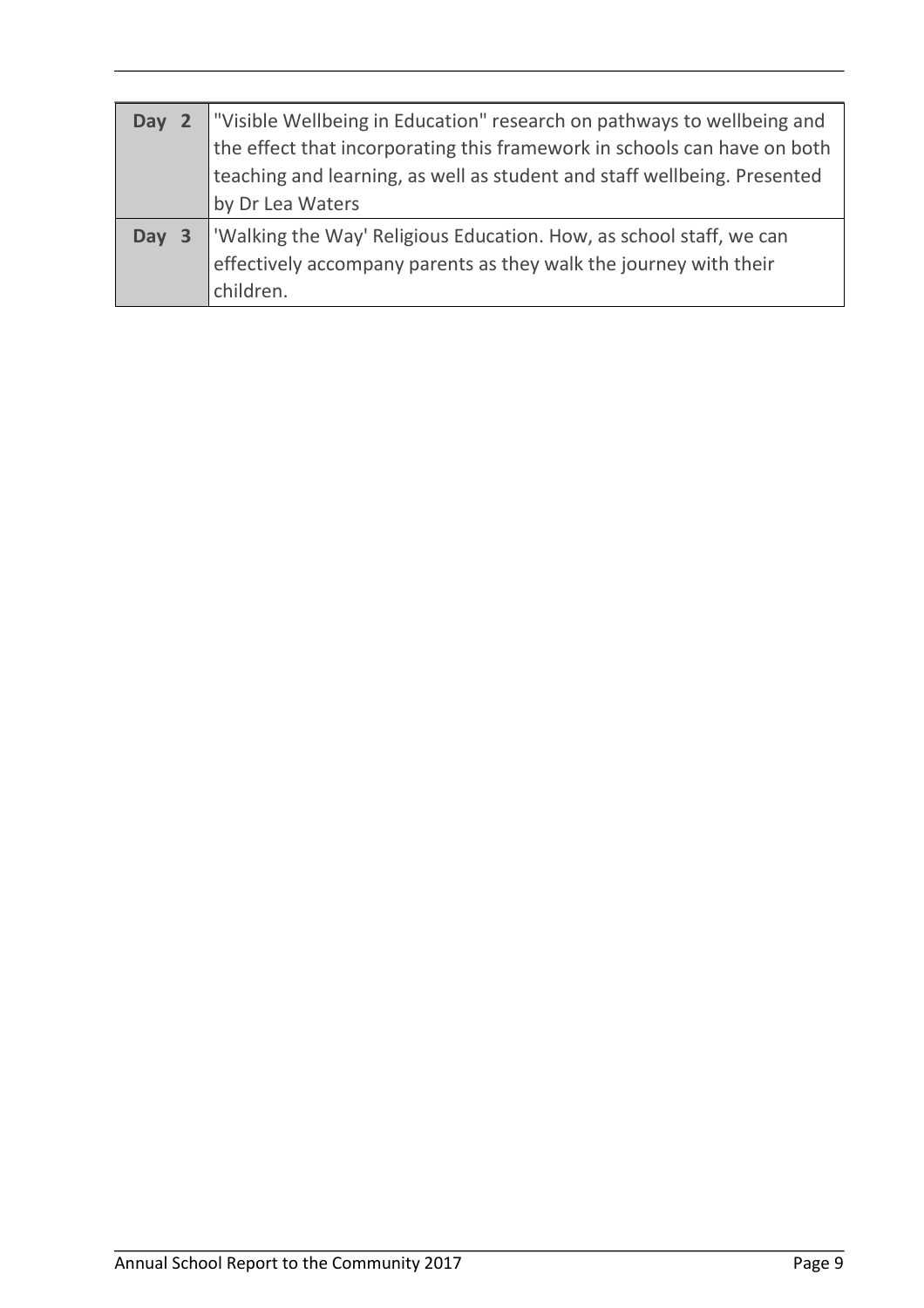| | |
|---|---|
| **Day 2** | "Visible Wellbeing in Education" research on pathways to wellbeing and the effect that incorporating this framework in schools can have on both teaching and learning, as well as student and staff wellbeing. Presented by Dr Lea Waters |
| **Day 3** | 'Walking the Way' Religious Education. How, as school staff, we can effectively accompany parents as they walk the journey with their children. |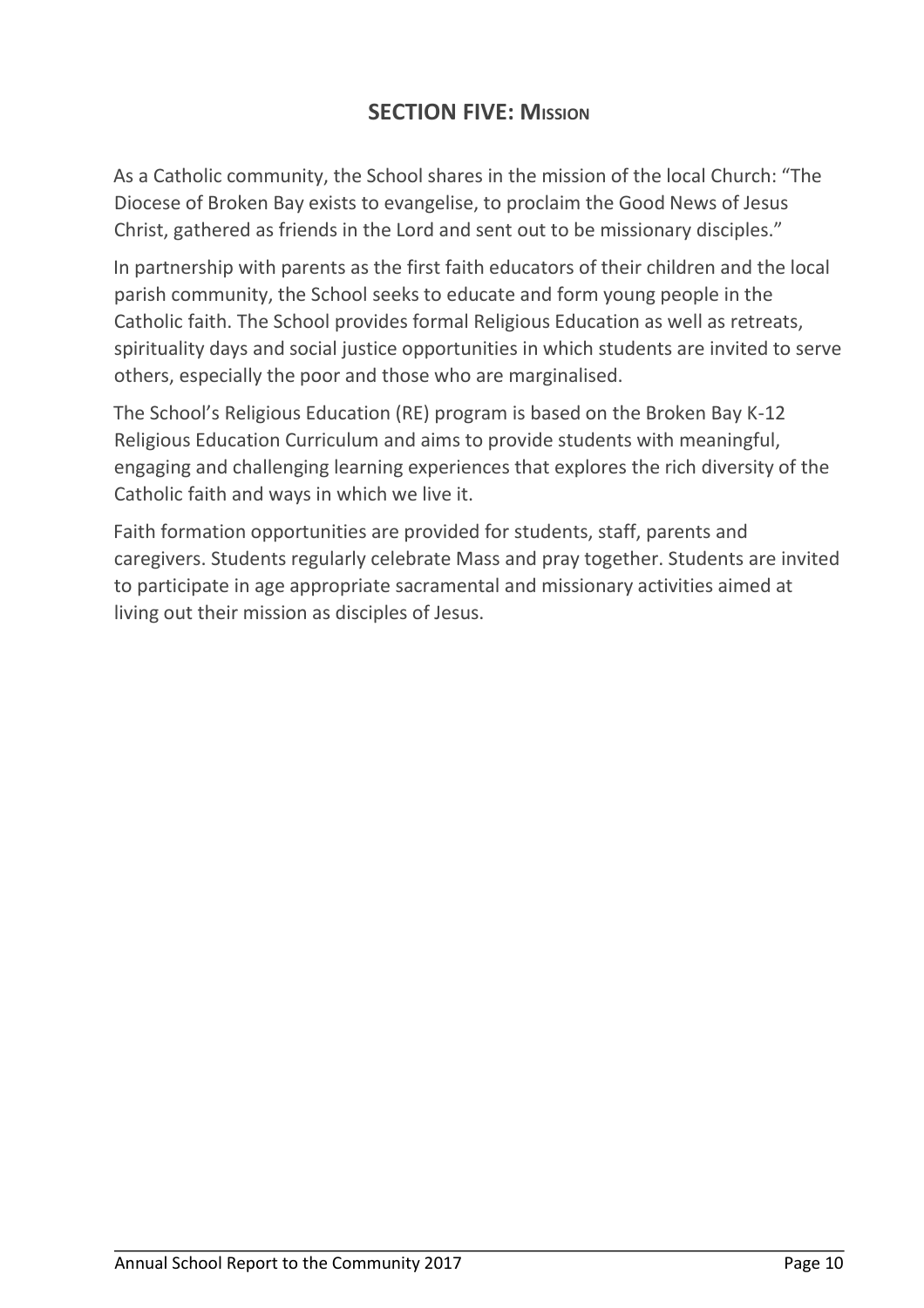## SECTION FIVE: MISSION

As a Catholic community, the School shares in the mission of the local Church: "The Diocese of Broken Bay exists to evangelise, to proclaim the Good News of Jesus Christ, gathered as friends in the Lord and sent out to be missionary disciples."

In partnership with parents as the first faith educators of their children and the local parish community, the School seeks to educate and form young people in the Catholic faith. The School provides formal Religious Education as well as retreats, spirituality days and social justice opportunities in which students are invited to serve others, especially the poor and those who are marginalised.

The School's Religious Education (RE) program is based on the Broken Bay K-12 Religious Education Curriculum and aims to provide students with meaningful, engaging and challenging learning experiences that explores the rich diversity of the Catholic faith and ways in which we live it.

Faith formation opportunities are provided for students, staff, parents and caregivers. Students regularly celebrate Mass and pray together. Students are invited to participate in age appropriate sacramental and missionary activities aimed at living out their mission as disciples of Jesus.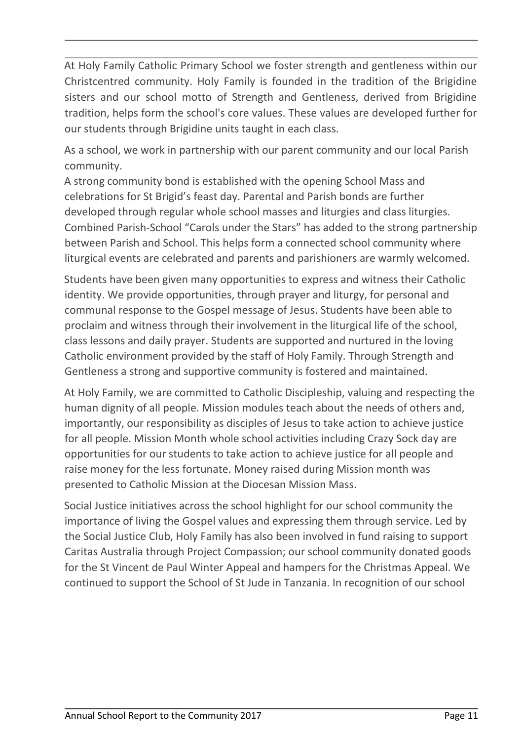At Holy Family Catholic Primary School we foster strength and gentleness within our Christcentred community. Holy Family is founded in the tradition of the Brigidine sisters and our school motto of Strength and Gentleness, derived from Brigidine tradition, helps form the school's core values. These values are developed further for our students through Brigidine units taught in each class.

As a school, we work in partnership with our parent community and our local Parish community.
A strong community bond is established with the opening School Mass and celebrations for St Brigid's feast day. Parental and Parish bonds are further developed through regular whole school masses and liturgies and class liturgies. Combined Parish-School "Carols under the Stars" has added to the strong partnership between Parish and School. This helps form a connected school community where liturgical events are celebrated and parents and parishioners are warmly welcomed.

Students have been given many opportunities to express and witness their Catholic identity. We provide opportunities, through prayer and liturgy, for personal and communal response to the Gospel message of Jesus. Students have been able to proclaim and witness through their involvement in the liturgical life of the school, class lessons and daily prayer. Students are supported and nurtured in the loving Catholic environment provided by the staff of Holy Family. Through Strength and Gentleness a strong and supportive community is fostered and maintained.

At Holy Family, we are committed to Catholic Discipleship, valuing and respecting the human dignity of all people. Mission modules teach about the needs of others and, importantly, our responsibility as disciples of Jesus to take action to achieve justice for all people. Mission Month whole school activities including Crazy Sock day are opportunities for our students to take action to achieve justice for all people and raise money for the less fortunate. Money raised during Mission month was presented to Catholic Mission at the Diocesan Mission Mass.

Social Justice initiatives across the school highlight for our school community the importance of living the Gospel values and expressing them through service. Led by the Social Justice Club, Holy Family has also been involved in fund raising to support Caritas Australia through Project Compassion; our school community donated goods for the St Vincent de Paul Winter Appeal and hampers for the Christmas Appeal. We continued to support the School of St Jude in Tanzania. In recognition of our school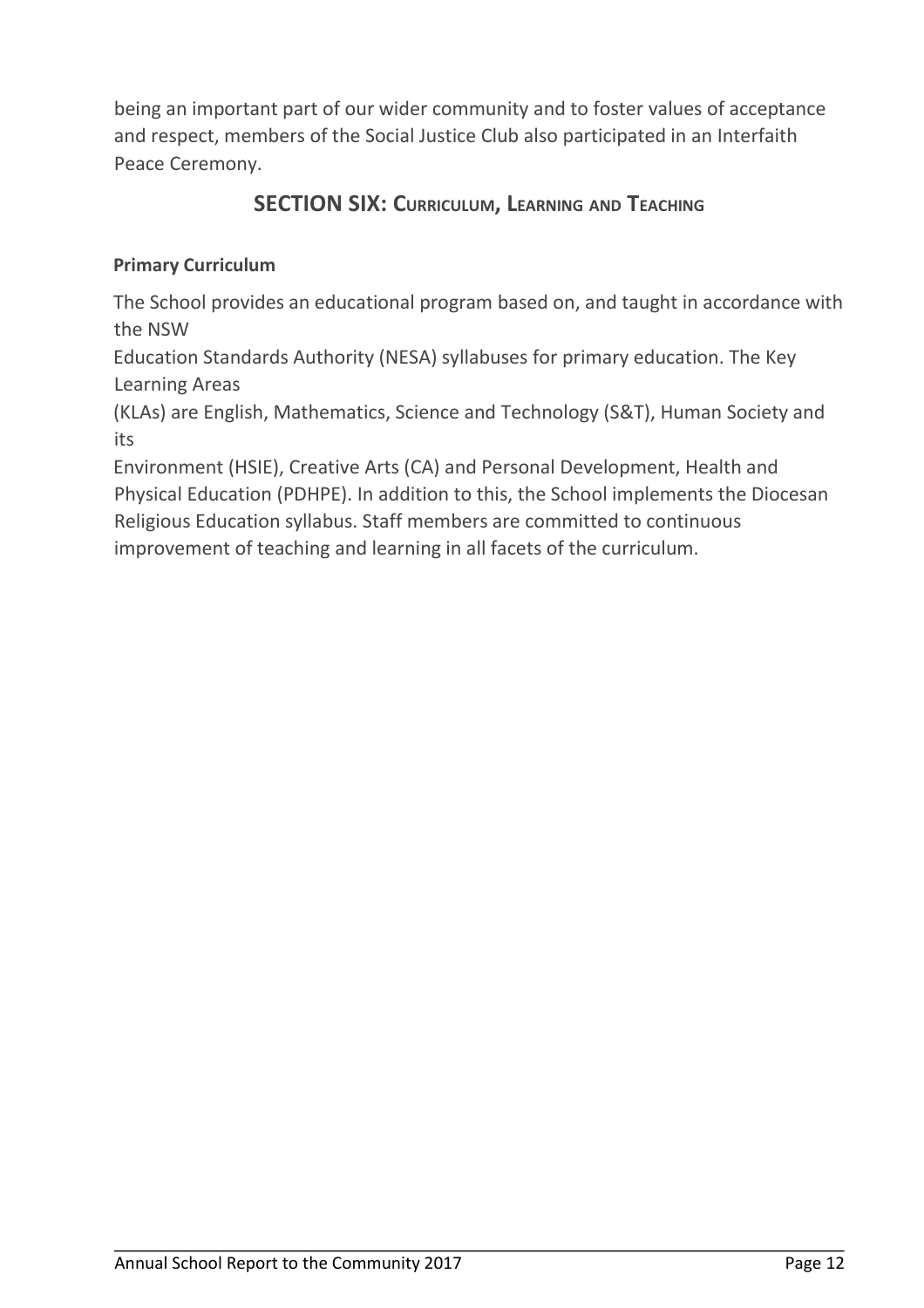being an important part of our wider community and to foster values of acceptance and respect, members of the Social Justice Club also participated in an Interfaith Peace Ceremony.

## SECTION SIX: CURRICULUM, LEARNING AND TEACHING

**Primary Curriculum**

The School provides an educational program based on, and taught in accordance with the NSW Education Standards Authority (NESA) syllabuses for primary education. The Key Learning Areas (KLAs) are English, Mathematics, Science and Technology (S&T), Human Society and its Environment (HSIE), Creative Arts (CA) and Personal Development, Health and Physical Education (PDHPE). In addition to this, the School implements the Diocesan Religious Education syllabus. Staff members are committed to continuous improvement of teaching and learning in all facets of the curriculum.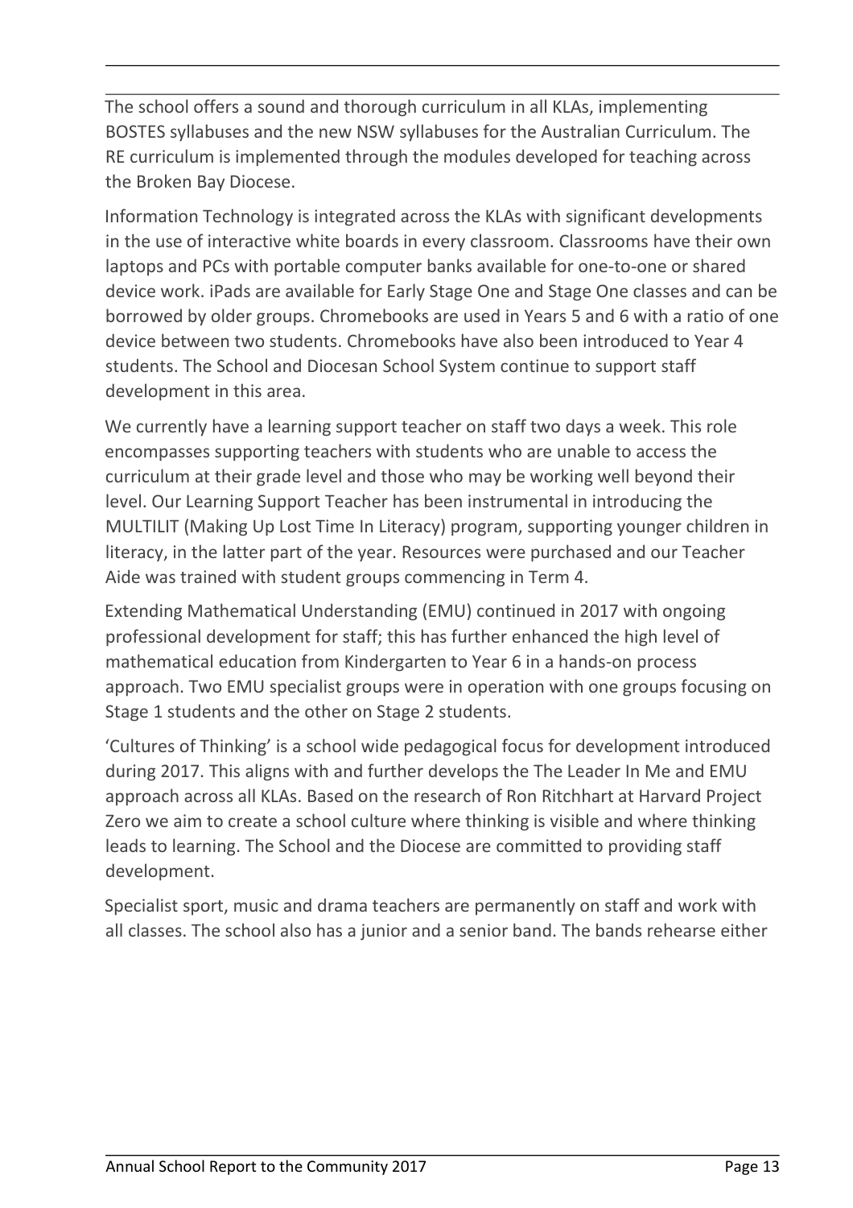The school offers a sound and thorough curriculum in all KLAs, implementing BOSTES syllabuses and the new NSW syllabuses for the Australian Curriculum. The RE curriculum is implemented through the modules developed for teaching across the Broken Bay Diocese.

Information Technology is integrated across the KLAs with significant developments in the use of interactive white boards in every classroom. Classrooms have their own laptops and PCs with portable computer banks available for one-to-one or shared device work. iPads are available for Early Stage One and Stage One classes and can be borrowed by older groups. Chromebooks are used in Years 5 and 6 with a ratio of one device between two students. Chromebooks have also been introduced to Year 4 students. The School and Diocesan School System continue to support staff development in this area.

We currently have a learning support teacher on staff two days a week. This role encompasses supporting teachers with students who are unable to access the curriculum at their grade level and those who may be working well beyond their level. Our Learning Support Teacher has been instrumental in introducing the MULTILIT (Making Up Lost Time In Literacy) program, supporting younger children in literacy, in the latter part of the year. Resources were purchased and our Teacher Aide was trained with student groups commencing in Term 4.

Extending Mathematical Understanding (EMU) continued in 2017 with ongoing professional development for staff; this has further enhanced the high level of mathematical education from Kindergarten to Year 6 in a hands-on process approach. Two EMU specialist groups were in operation with one groups focusing on Stage 1 students and the other on Stage 2 students.

'Cultures of Thinking' is a school wide pedagogical focus for development introduced during 2017. This aligns with and further develops the The Leader In Me and EMU approach across all KLAs. Based on the research of Ron Ritchhart at Harvard Project Zero we aim to create a school culture where thinking is visible and where thinking leads to learning. The School and the Diocese are committed to providing staff development.

Specialist sport, music and drama teachers are permanently on staff and work with all classes. The school also has a junior and a senior band. The bands rehearse either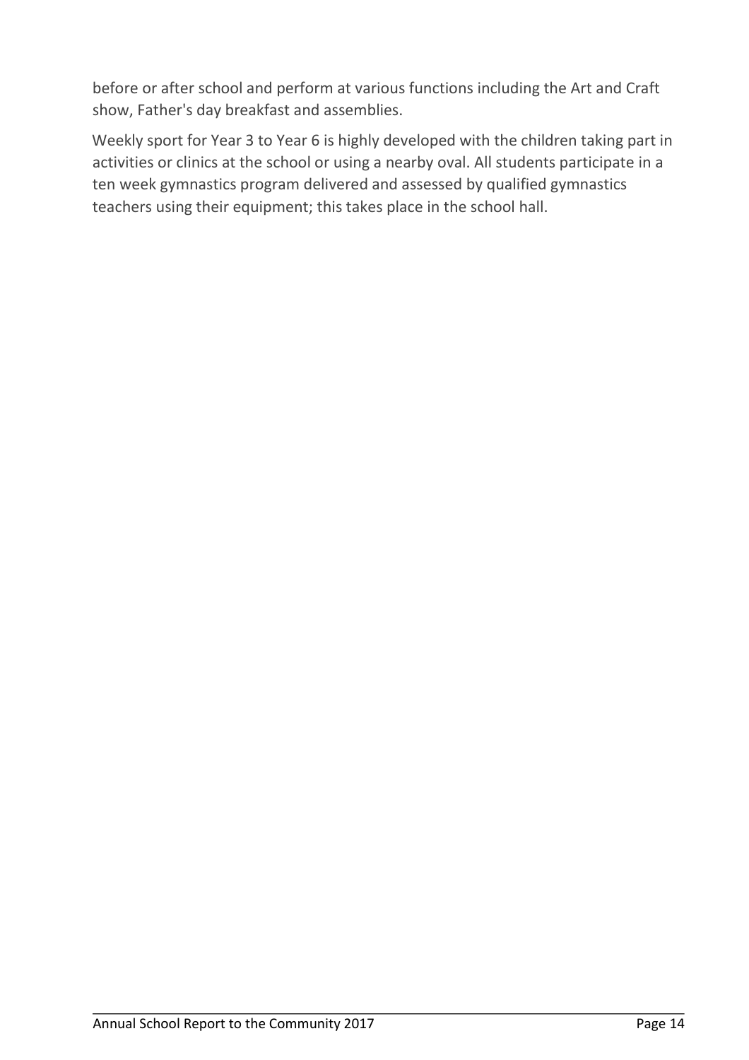before or after school and perform at various functions including the Art and Craft show, Father's day breakfast and assemblies.

Weekly sport for Year 3 to Year 6 is highly developed with the children taking part in activities or clinics at the school or using a nearby oval. All students participate in a ten week gymnastics program delivered and assessed by qualified gymnastics teachers using their equipment; this takes place in the school hall.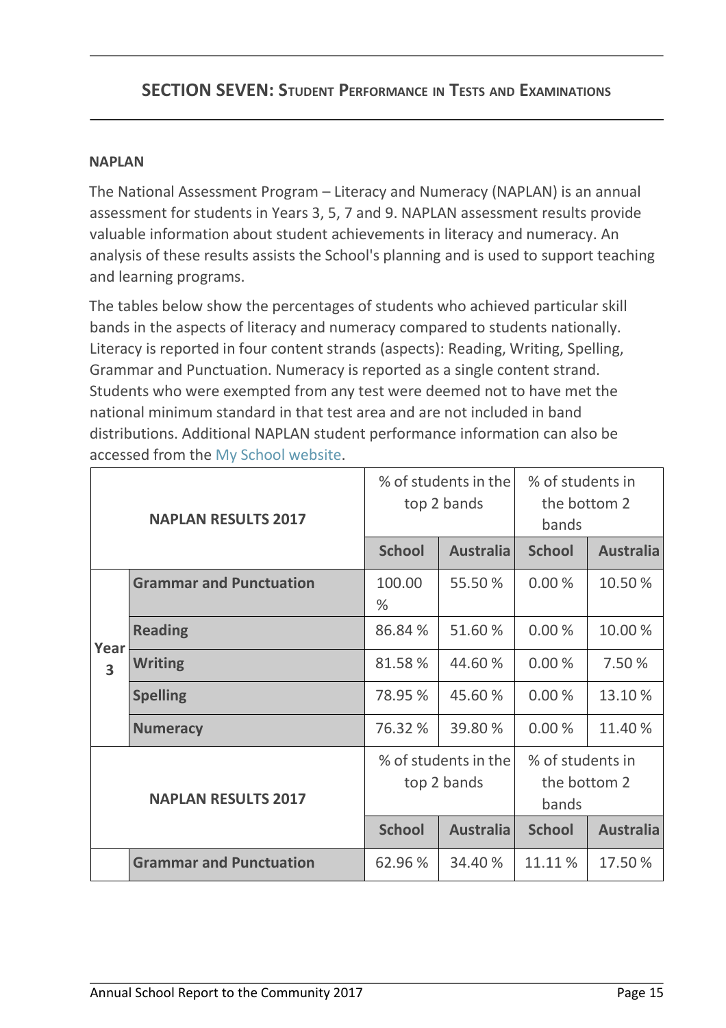## SECTION SEVEN: STUDENT PERFORMANCE IN TESTS AND EXAMINATIONS

### NAPLAN

The National Assessment Program – Literacy and Numeracy (NAPLAN) is an annual assessment for students in Years 3, 5, 7 and 9. NAPLAN assessment results provide valuable information about student achievements in literacy and numeracy. An analysis of these results assists the School's planning and is used to support teaching and learning programs.

The tables below show the percentages of students who achieved particular skill bands in the aspects of literacy and numeracy compared to students nationally. Literacy is reported in four content strands (aspects): Reading, Writing, Spelling, Grammar and Punctuation. Numeracy is reported as a single content strand. Students who were exempted from any test were deemed not to have met the national minimum standard in that test area and are not included in band distributions. Additional NAPLAN student performance information can also be accessed from the My School website.

| NAPLAN RESULTS 2017 | | % of students in the top 2 bands | | % of students in the bottom 2 bands | |
|---|---|---|---|---|---|
| | | School | Australia | School | Australia |
| Year 3 | **Grammar and Punctuation** | 100.00 % | 55.50 % | 0.00 % | 10.50 % |
| | **Reading** | 86.84 % | 51.60 % | 0.00 % | 10.00 % |
| | **Writing** | 81.58 % | 44.60 % | 0.00 % | 7.50 % |
| | **Spelling** | 78.95 % | 45.60 % | 0.00 % | 13.10 % |
| | **Numeracy** | 76.32 % | 39.80 % | 0.00 % | 11.40 % |

| NAPLAN RESULTS 2017 | | % of students in the top 2 bands | | % of students in the bottom 2 bands | |
|---|---|---|---|---|---|
| | | School | Australia | School | Australia |
| | **Grammar and Punctuation** | 62.96 % | 34.40 % | 11.11 % | 17.50 % |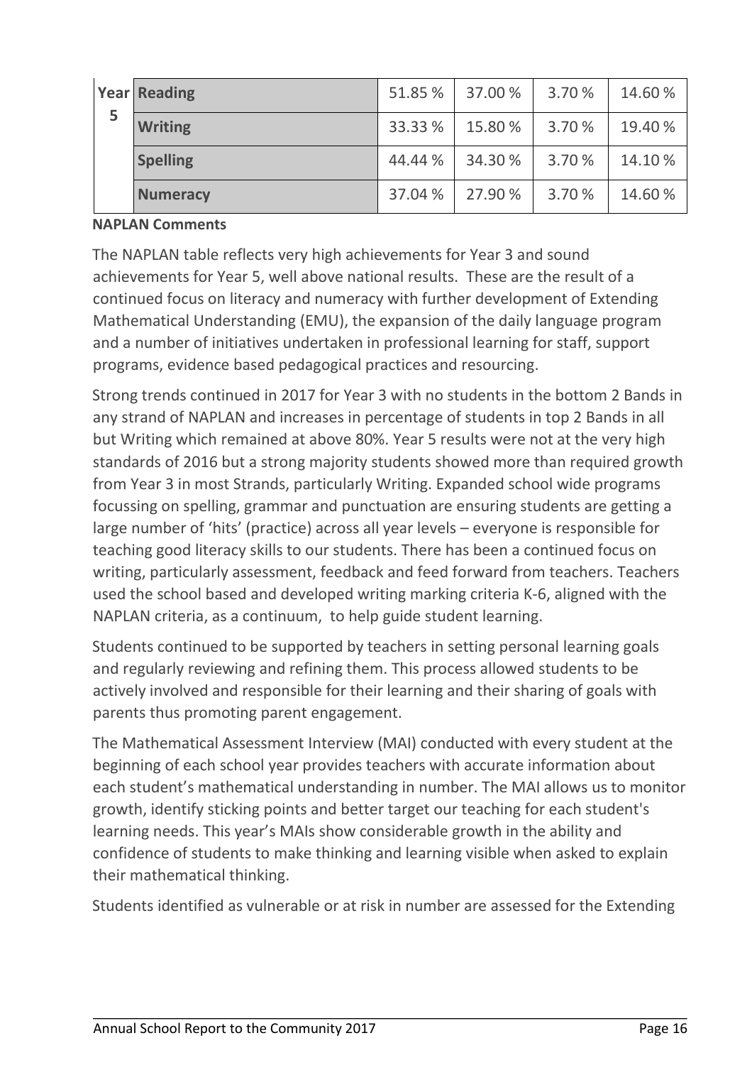| Year 5 | Reading | 51.85 % | 37.00 % | 3.70 % | 14.60 % |
|---|---|---|---|---|---|
| | Writing | 33.33 % | 15.80 % | 3.70 % | 19.40 % |
| | Spelling | 44.44 % | 34.30 % | 3.70 % | 14.10 % |
| | Numeracy | 37.04 % | 27.90 % | 3.70 % | 14.60 % |

**NAPLAN Comments**

The NAPLAN table reflects very high achievements for Year 3 and sound achievements for Year 5, well above national results. These are the result of a continued focus on literacy and numeracy with further development of Extending Mathematical Understanding (EMU), the expansion of the daily language program and a number of initiatives undertaken in professional learning for staff, support programs, evidence based pedagogical practices and resourcing.

Strong trends continued in 2017 for Year 3 with no students in the bottom 2 Bands in any strand of NAPLAN and increases in percentage of students in top 2 Bands in all but Writing which remained at above 80%. Year 5 results were not at the very high standards of 2016 but a strong majority students showed more than required growth from Year 3 in most Strands, particularly Writing. Expanded school wide programs focussing on spelling, grammar and punctuation are ensuring students are getting a large number of 'hits' (practice) across all year levels – everyone is responsible for teaching good literacy skills to our students. There has been a continued focus on writing, particularly assessment, feedback and feed forward from teachers. Teachers used the school based and developed writing marking criteria K-6, aligned with the NAPLAN criteria, as a continuum, to help guide student learning.

Students continued to be supported by teachers in setting personal learning goals and regularly reviewing and refining them. This process allowed students to be actively involved and responsible for their learning and their sharing of goals with parents thus promoting parent engagement.

The Mathematical Assessment Interview (MAI) conducted with every student at the beginning of each school year provides teachers with accurate information about each student's mathematical understanding in number. The MAI allows us to monitor growth, identify sticking points and better target our teaching for each student's learning needs. This year's MAIs show considerable growth in the ability and confidence of students to make thinking and learning visible when asked to explain their mathematical thinking.

Students identified as vulnerable or at risk in number are assessed for the Extending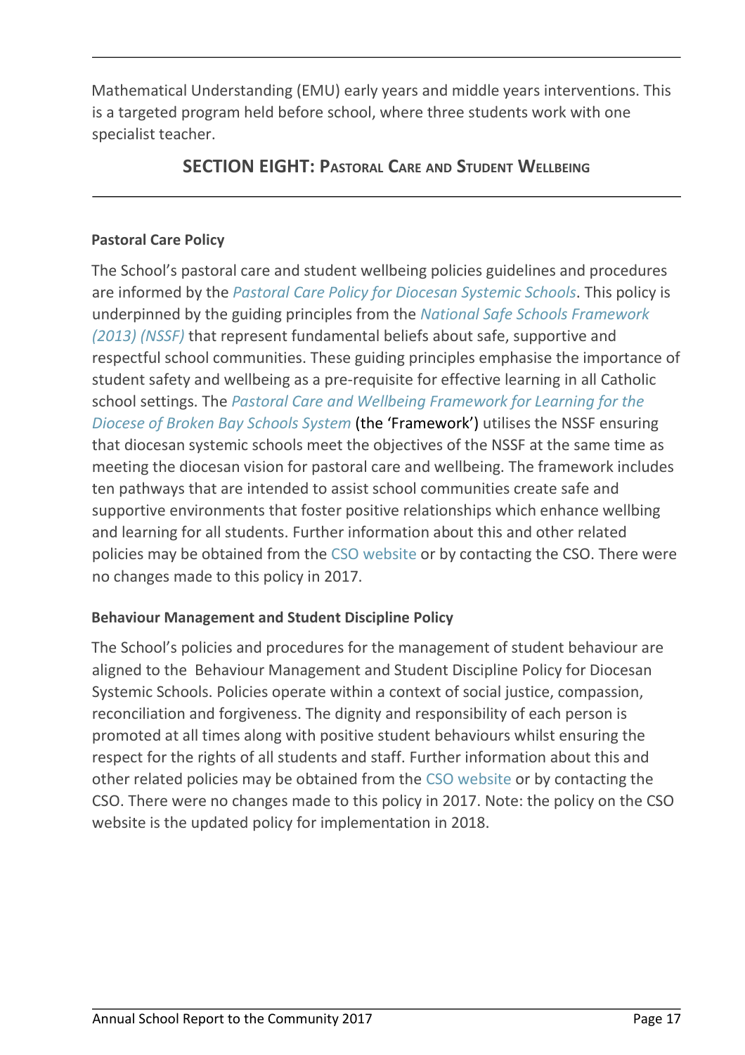Mathematical Understanding (EMU) early years and middle years interventions. This is a targeted program held before school, where three students work with one specialist teacher.

## SECTION EIGHT: Pastoral Care and Student Wellbeing

### Pastoral Care Policy

The School's pastoral care and student wellbeing policies guidelines and procedures are informed by the *Pastoral Care Policy for Diocesan Systemic Schools*. This policy is underpinned by the guiding principles from the *National Safe Schools Framework (2013) (NSSF)* that represent fundamental beliefs about safe, supportive and respectful school communities. These guiding principles emphasise the importance of student safety and wellbeing as a pre-requisite for effective learning in all Catholic school settings. The *Pastoral Care and Wellbeing Framework for Learning for the Diocese of Broken Bay Schools System* (the 'Framework') utilises the NSSF ensuring that diocesan systemic schools meet the objectives of the NSSF at the same time as meeting the diocesan vision for pastoral care and wellbeing. The framework includes ten pathways that are intended to assist school communities create safe and supportive environments that foster positive relationships which enhance wellbing and learning for all students. Further information about this and other related policies may be obtained from the CSO website or by contacting the CSO. There were no changes made to this policy in 2017.

### Behaviour Management and Student Discipline Policy

The School's policies and procedures for the management of student behaviour are aligned to the Behaviour Management and Student Discipline Policy for Diocesan Systemic Schools. Policies operate within a context of social justice, compassion, reconciliation and forgiveness. The dignity and responsibility of each person is promoted at all times along with positive student behaviours whilst ensuring the respect for the rights of all students and staff. Further information about this and other related policies may be obtained from the CSO website or by contacting the CSO. There were no changes made to this policy in 2017. Note: the policy on the CSO website is the updated policy for implementation in 2018.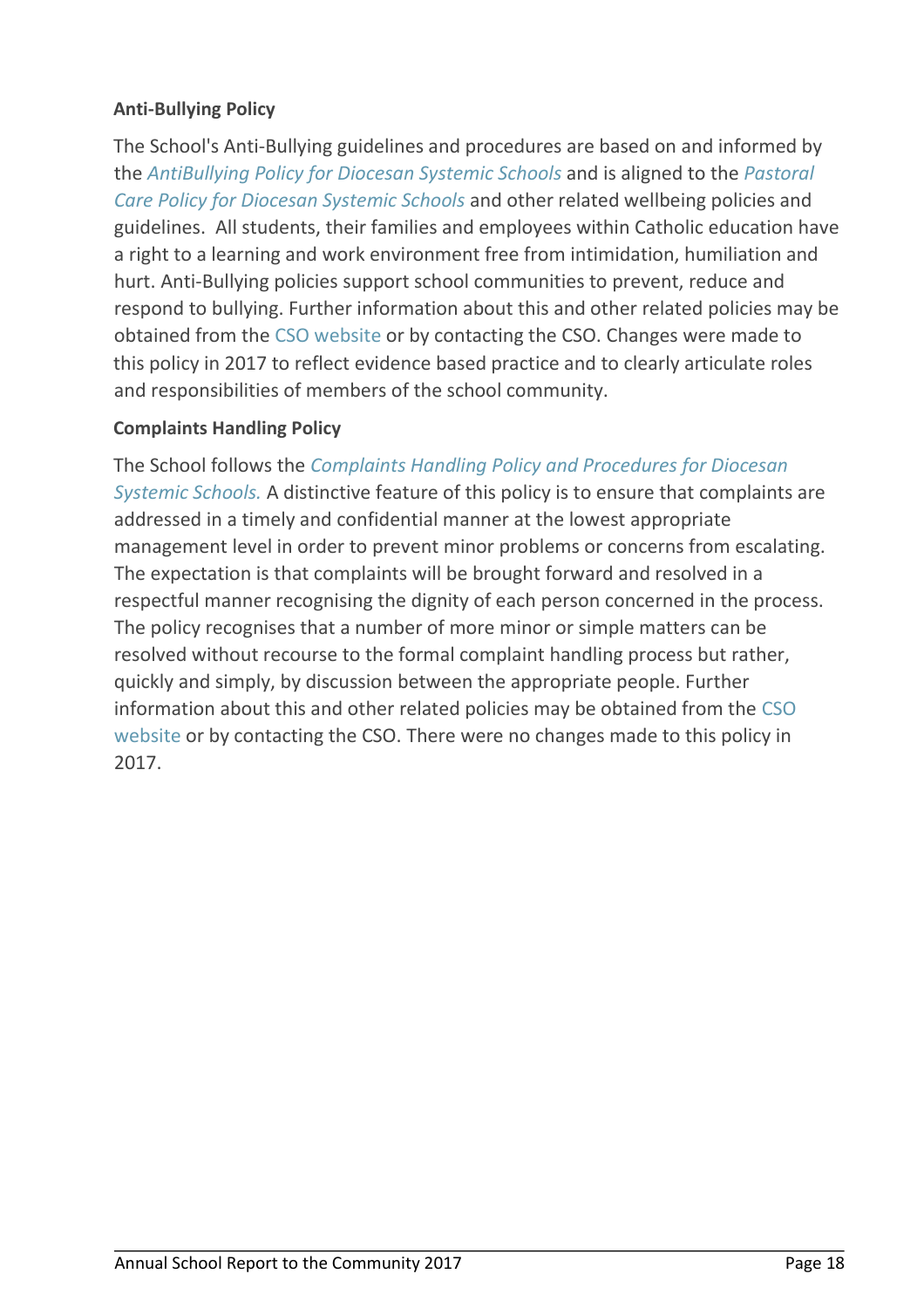**Anti-Bullying Policy**

The School's Anti-Bullying guidelines and procedures are based on and informed by the *AntiBullying Policy for Diocesan Systemic Schools* and is aligned to the *Pastoral Care Policy for Diocesan Systemic Schools* and other related wellbeing policies and guidelines. All students, their families and employees within Catholic education have a right to a learning and work environment free from intimidation, humiliation and hurt. Anti-Bullying policies support school communities to prevent, reduce and respond to bullying. Further information about this and other related policies may be obtained from the CSO website or by contacting the CSO. Changes were made to this policy in 2017 to reflect evidence based practice and to clearly articulate roles and responsibilities of members of the school community.

**Complaints Handling Policy**

The School follows the *Complaints Handling Policy and Procedures for Diocesan Systemic Schools.* A distinctive feature of this policy is to ensure that complaints are addressed in a timely and confidential manner at the lowest appropriate management level in order to prevent minor problems or concerns from escalating. The expectation is that complaints will be brought forward and resolved in a respectful manner recognising the dignity of each person concerned in the process. The policy recognises that a number of more minor or simple matters can be resolved without recourse to the formal complaint handling process but rather, quickly and simply, by discussion between the appropriate people. Further information about this and other related policies may be obtained from the CSO website or by contacting the CSO. There were no changes made to this policy in 2017.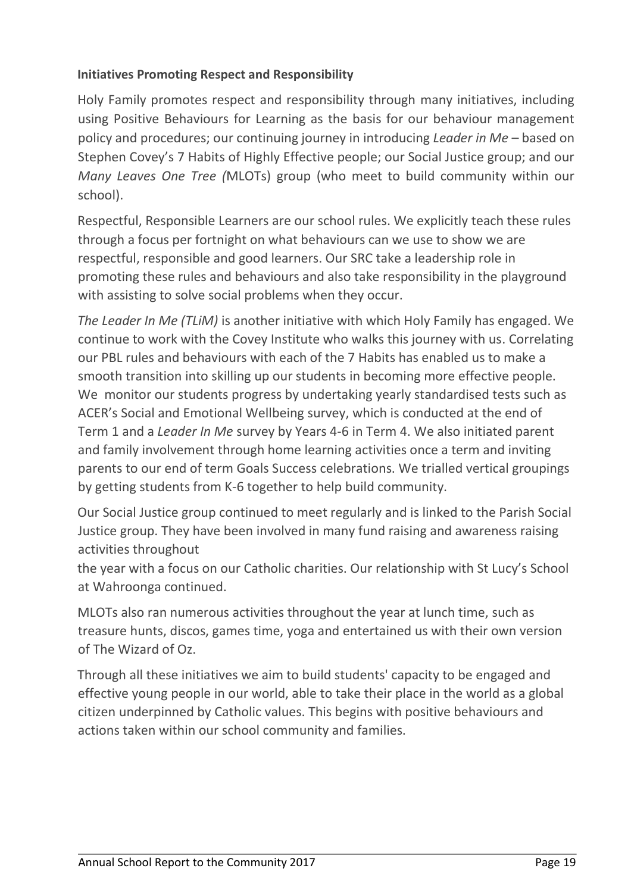**Initiatives Promoting Respect and Responsibility**

Holy Family promotes respect and responsibility through many initiatives, including using Positive Behaviours for Learning as the basis for our behaviour management policy and procedures; our continuing journey in introducing *Leader in Me* – based on Stephen Covey's 7 Habits of Highly Effective people; our Social Justice group; and our *Many Leaves One Tree (*MLOTs) group (who meet to build community within our school).

Respectful, Responsible Learners are our school rules. We explicitly teach these rules through a focus per fortnight on what behaviours can we use to show we are respectful, responsible and good learners. Our SRC take a leadership role in promoting these rules and behaviours and also take responsibility in the playground with assisting to solve social problems when they occur.

*The Leader In Me (TLiM)* is another initiative with which Holy Family has engaged. We continue to work with the Covey Institute who walks this journey with us. Correlating our PBL rules and behaviours with each of the 7 Habits has enabled us to make a smooth transition into skilling up our students in becoming more effective people. We monitor our students progress by undertaking yearly standardised tests such as ACER's Social and Emotional Wellbeing survey, which is conducted at the end of Term 1 and a *Leader In Me* survey by Years 4-6 in Term 4. We also initiated parent and family involvement through home learning activities once a term and inviting parents to our end of term Goals Success celebrations. We trialled vertical groupings by getting students from K-6 together to help build community.

Our Social Justice group continued to meet regularly and is linked to the Parish Social Justice group. They have been involved in many fund raising and awareness raising activities throughout the year with a focus on our Catholic charities. Our relationship with St Lucy's School at Wahroonga continued.

MLOTs also ran numerous activities throughout the year at lunch time, such as treasure hunts, discos, games time, yoga and entertained us with their own version of The Wizard of Oz.

Through all these initiatives we aim to build students' capacity to be engaged and effective young people in our world, able to take their place in the world as a global citizen underpinned by Catholic values. This begins with positive behaviours and actions taken within our school community and families.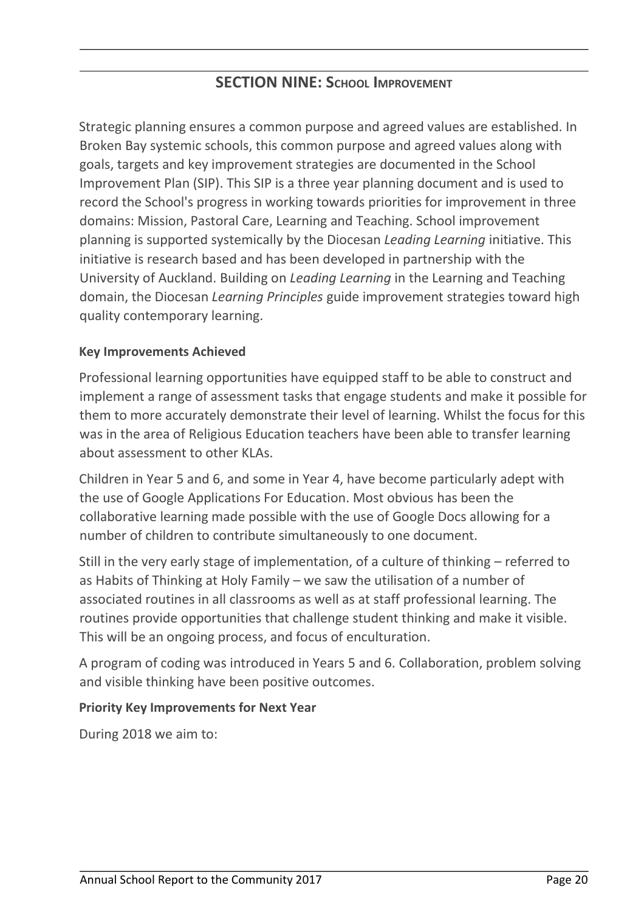## SECTION NINE: School Improvement

Strategic planning ensures a common purpose and agreed values are established. In Broken Bay systemic schools, this common purpose and agreed values along with goals, targets and key improvement strategies are documented in the School Improvement Plan (SIP). This SIP is a three year planning document and is used to record the School's progress in working towards priorities for improvement in three domains: Mission, Pastoral Care, Learning and Teaching. School improvement planning is supported systemically by the Diocesan *Leading Learning* initiative. This initiative is research based and has been developed in partnership with the University of Auckland. Building on *Leading Learning* in the Learning and Teaching domain, the Diocesan *Learning Principles* guide improvement strategies toward high quality contemporary learning.

**Key Improvements Achieved**

Professional learning opportunities have equipped staff to be able to construct and implement a range of assessment tasks that engage students and make it possible for them to more accurately demonstrate their level of learning. Whilst the focus for this was in the area of Religious Education teachers have been able to transfer learning about assessment to other KLAs.

Children in Year 5 and 6, and some in Year 4, have become particularly adept with the use of Google Applications For Education. Most obvious has been the collaborative learning made possible with the use of Google Docs allowing for a number of children to contribute simultaneously to one document.

Still in the very early stage of implementation, of a culture of thinking – referred to as Habits of Thinking at Holy Family – we saw the utilisation of a number of associated routines in all classrooms as well as at staff professional learning. The routines provide opportunities that challenge student thinking and make it visible. This will be an ongoing process, and focus of enculturation.

A program of coding was introduced in Years 5 and 6. Collaboration, problem solving and visible thinking have been positive outcomes.

**Priority Key Improvements for Next Year**

During 2018 we aim to: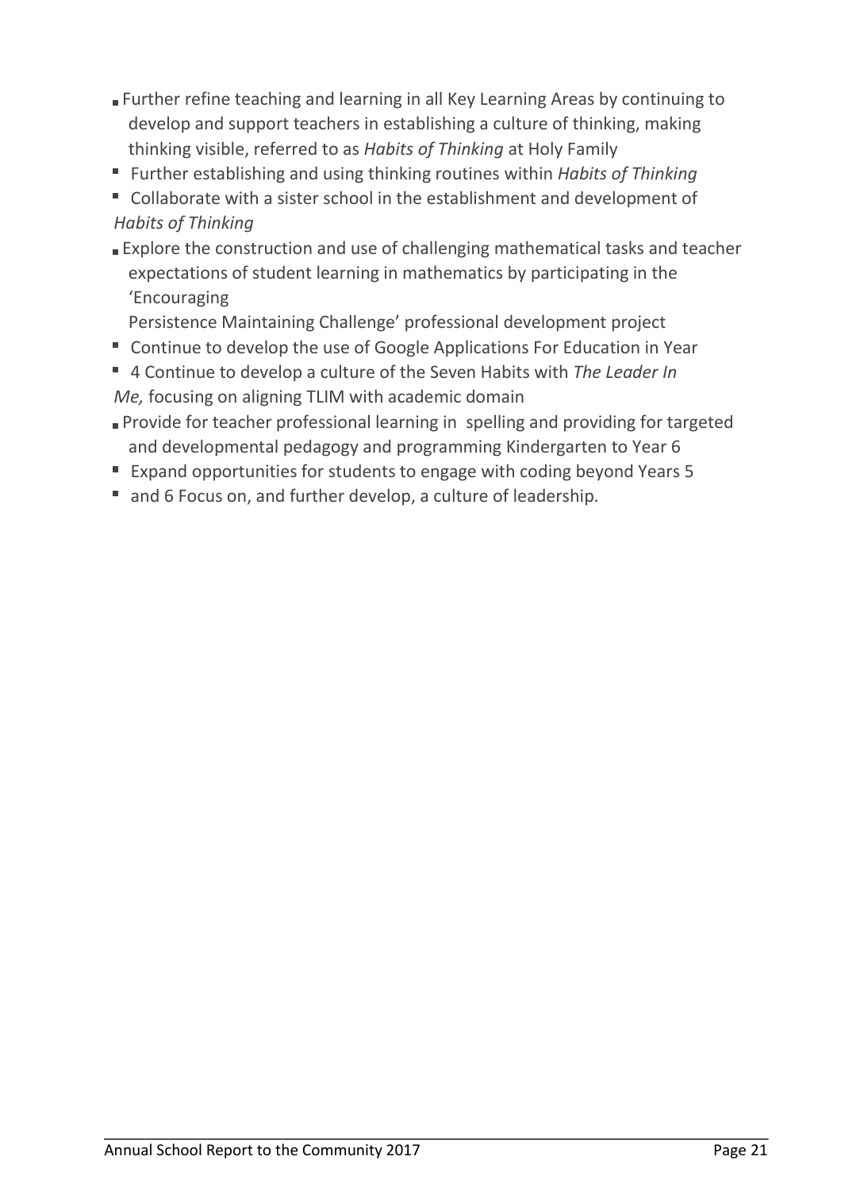- Further refine teaching and learning in all Key Learning Areas by continuing to develop and support teachers in establishing a culture of thinking, making thinking visible, referred to as *Habits of Thinking* at Holy Family
- Further establishing and using thinking routines within *Habits of Thinking*
- Collaborate with a sister school in the establishment and development of *Habits of Thinking*
- Explore the construction and use of challenging mathematical tasks and teacher expectations of student learning in mathematics by participating in the 'Encouraging Persistence Maintaining Challenge' professional development project
- Continue to develop the use of Google Applications For Education in Year
- 4 Continue to develop a culture of the Seven Habits with *The Leader In Me,* focusing on aligning TLIM with academic domain
- Provide for teacher professional learning in spelling and providing for targeted and developmental pedagogy and programming Kindergarten to Year 6
- Expand opportunities for students to engage with coding beyond Years 5
- and 6 Focus on, and further develop, a culture of leadership.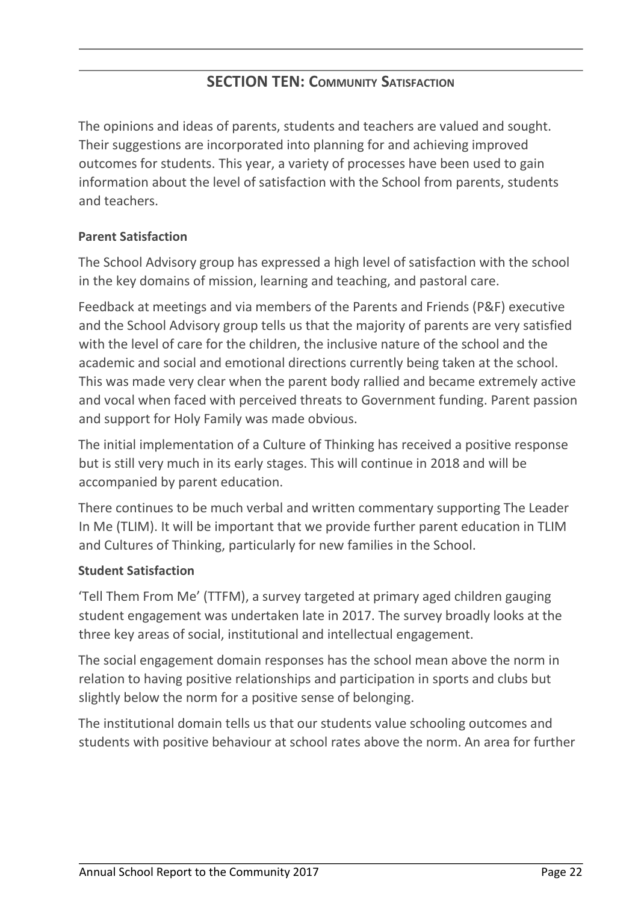## SECTION TEN: COMMUNITY SATISFACTION

The opinions and ideas of parents, students and teachers are valued and sought. Their suggestions are incorporated into planning for and achieving improved outcomes for students. This year, a variety of processes have been used to gain information about the level of satisfaction with the School from parents, students and teachers.

### Parent Satisfaction

The School Advisory group has expressed a high level of satisfaction with the school in the key domains of mission, learning and teaching, and pastoral care.

Feedback at meetings and via members of the Parents and Friends (P&F) executive and the School Advisory group tells us that the majority of parents are very satisfied with the level of care for the children, the inclusive nature of the school and the academic and social and emotional directions currently being taken at the school. This was made very clear when the parent body rallied and became extremely active and vocal when faced with perceived threats to Government funding. Parent passion and support for Holy Family was made obvious.

The initial implementation of a Culture of Thinking has received a positive response but is still very much in its early stages. This will continue in 2018 and will be accompanied by parent education.

There continues to be much verbal and written commentary supporting The Leader In Me (TLIM). It will be important that we provide further parent education in TLIM and Cultures of Thinking, particularly for new families in the School.

### Student Satisfaction

'Tell Them From Me' (TTFM), a survey targeted at primary aged children gauging student engagement was undertaken late in 2017. The survey broadly looks at the three key areas of social, institutional and intellectual engagement.

The social engagement domain responses has the school mean above the norm in relation to having positive relationships and participation in sports and clubs but slightly below the norm for a positive sense of belonging.

The institutional domain tells us that our students value schooling outcomes and students with positive behaviour at school rates above the norm. An area for further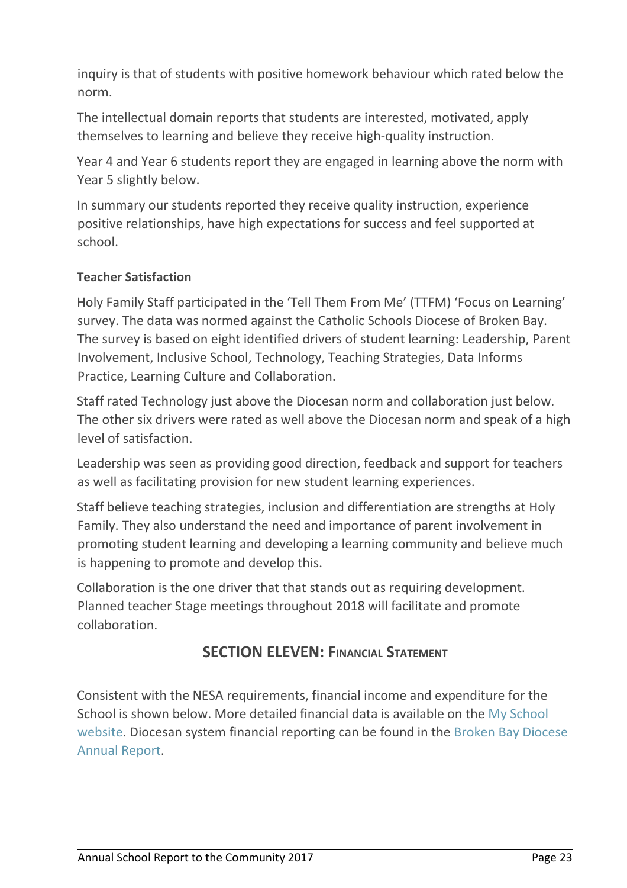inquiry is that of students with positive homework behaviour which rated below the norm.

The intellectual domain reports that students are interested, motivated, apply themselves to learning and believe they receive high-quality instruction.

Year 4 and Year 6 students report they are engaged in learning above the norm with Year 5 slightly below.

In summary our students reported they receive quality instruction, experience positive relationships, have high expectations for success and feel supported at school.

**Teacher Satisfaction**

Holy Family Staff participated in the 'Tell Them From Me' (TTFM) 'Focus on Learning' survey. The data was normed against the Catholic Schools Diocese of Broken Bay. The survey is based on eight identified drivers of student learning: Leadership, Parent Involvement, Inclusive School, Technology, Teaching Strategies, Data Informs Practice, Learning Culture and Collaboration.

Staff rated Technology just above the Diocesan norm and collaboration just below. The other six drivers were rated as well above the Diocesan norm and speak of a high level of satisfaction.

Leadership was seen as providing good direction, feedback and support for teachers as well as facilitating provision for new student learning experiences.

Staff believe teaching strategies, inclusion and differentiation are strengths at Holy Family. They also understand the need and importance of parent involvement in promoting student learning and developing a learning community and believe much is happening to promote and develop this.

Collaboration is the one driver that that stands out as requiring development. Planned teacher Stage meetings throughout 2018 will facilitate and promote collaboration.

## SECTION ELEVEN: Financial Statement

Consistent with the NESA requirements, financial income and expenditure for the School is shown below. More detailed financial data is available on the My School website. Diocesan system financial reporting can be found in the Broken Bay Diocese Annual Report.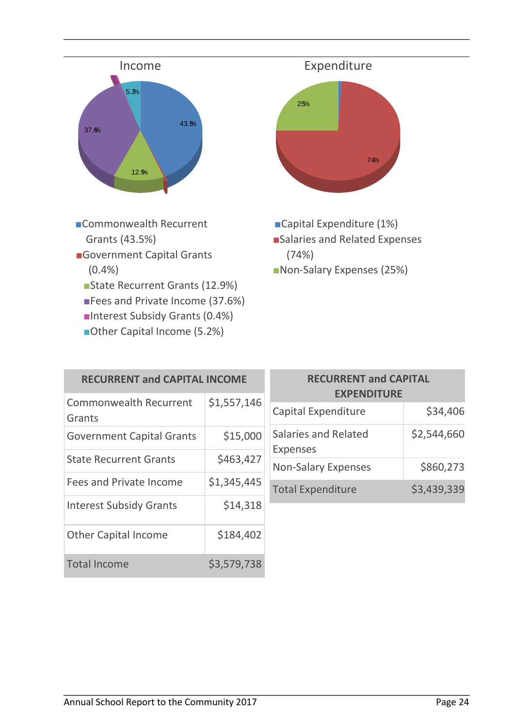Income

5.2%

43.5%

37.6%

12.9%

Commonwealth Recurrent Grants (43.5%)

Government Capital Grants (0.4%)

State Recurrent Grants (12.9%)

Fees and Private Income (37.6%)

Interest Subsidy Grants (0.4%)

Other Capital Income (5.2%)

Expenditure

25%

74%

Capital Expenditure (1%)

Salaries and Related Expenses (74%)

Non-Salary Expenses (25%)

| RECURRENT and CAPITAL INCOME | |
|---|---|
| Commonwealth Recurrent Grants | $1,557,146 |
| Government Capital Grants | $15,000 |
| State Recurrent Grants | $463,427 |
| Fees and Private Income | $1,345,445 |
| Interest Subsidy Grants | $14,318 |
| Other Capital Income | $184,402 |
| Total Income | $3,579,738 |

| RECURRENT and CAPITAL EXPENDITURE | |
|---|---|
| Capital Expenditure | $34,406 |
| Salaries and Related Expenses | $2,544,660 |
| Non-Salary Expenses | $860,273 |
| Total Expenditure | $3,439,339 |